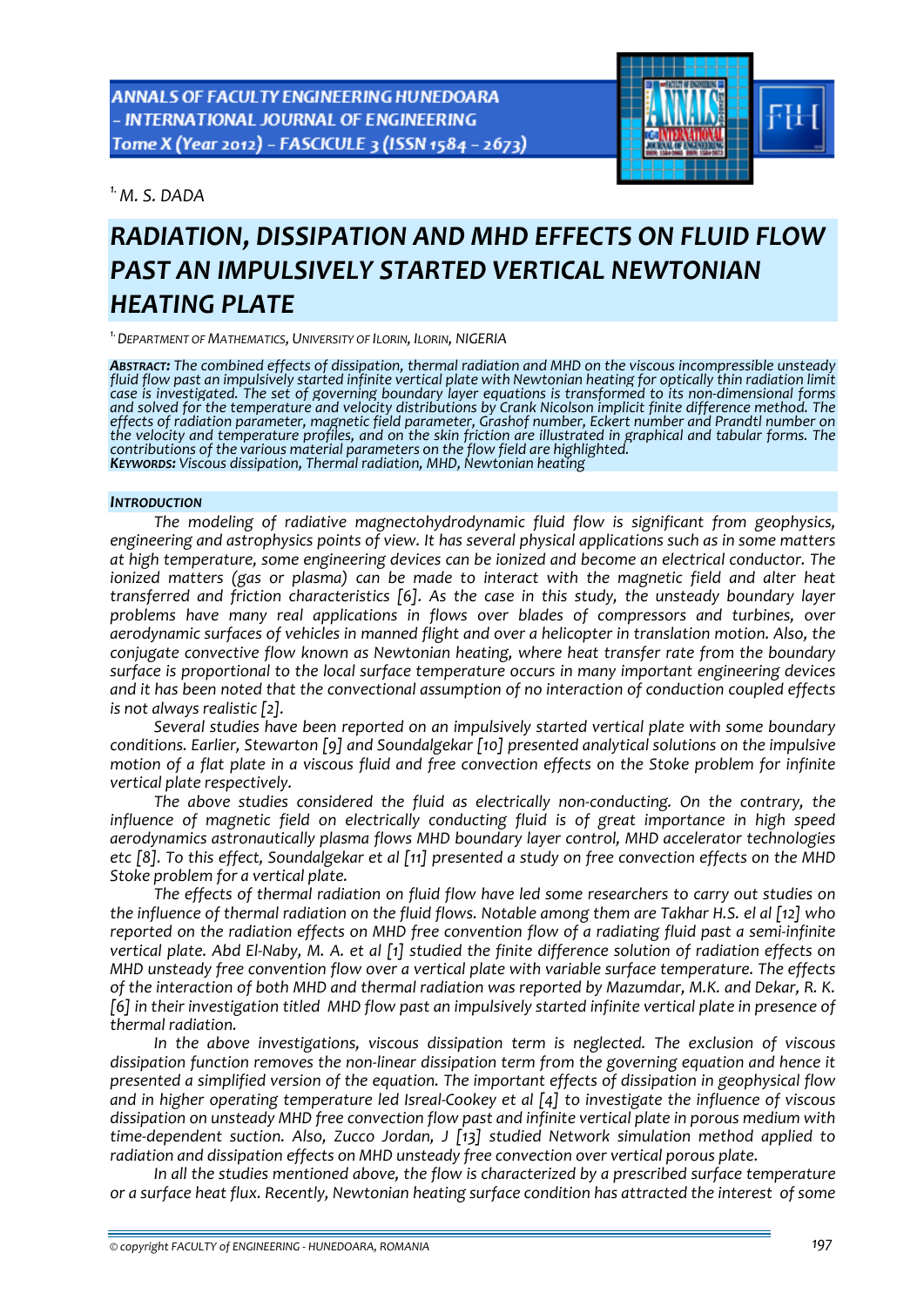[1.] M. S. DADA

# RADIATION, DISSIPATION AND MHD EFFECTS ON FLUID FLOW PAST AN IMPULSIVELY STARTED VERTICAL NEWTONIAN HEATING PLATE

[1.] DEPARTMENT OF MATHEMATICS, UNIVERSITY OF ILORIN, ILORIN, NIGERIA

***ABSTRACT:*** *The combined effects of dissipation, thermal radiation and MHD on the viscous incompressible unsteady fluid flow past an impulsively started infinite vertical plate with Newtonian heating for optically thin radiation limit case is investigated. The set of governing boundary layer equations is transformed to its non-dimensional forms and solved for the temperature and velocity distributions by Crank Nicolson implicit finite difference method. The effects of radiation parameter, magnetic field parameter, Grashof number, Eckert number and Prandtl number on the velocity and temperature profiles, and on the skin friction are illustrated in graphical and tabular forms. The contributions of the various material parameters on the flow field are highlighted.*
***KEYWORDS:*** *Viscous dissipation, Thermal radiation, MHD, Newtonian heating*

## INTRODUCTION

*The modeling of radiative magnectohydrodynamic fluid flow is significant from geophysics, engineering and astrophysics points of view. It has several physical applications such as in some matters at high temperature, some engineering devices can be ionized and become an electrical conductor. The ionized matters (gas or plasma) can be made to interact with the magnetic field and alter heat transferred and friction characteristics [6]. As the case in this study, the unsteady boundary layer problems have many real applications in flows over blades of compressors and turbines, over aerodynamic surfaces of vehicles in manned flight and over a helicopter in translation motion. Also, the conjugate convective flow known as Newtonian heating, where heat transfer rate from the boundary surface is proportional to the local surface temperature occurs in many important engineering devices and it has been noted that the convectional assumption of no interaction of conduction coupled effects is not always realistic [2].*

*Several studies have been reported on an impulsively started vertical plate with some boundary conditions. Earlier, Stewarton [9] and Soundalgekar [10] presented analytical solutions on the impulsive motion of a flat plate in a viscous fluid and free convection effects on the Stoke problem for infinite vertical plate respectively.*

*The above studies considered the fluid as electrically non-conducting. On the contrary, the influence of magnetic field on electrically conducting fluid is of great importance in high speed aerodynamics astronautically plasma flows MHD boundary layer control, MHD accelerator technologies etc [8]. To this effect, Soundalgekar et al [11] presented a study on free convection effects on the MHD Stoke problem for a vertical plate.*

*The effects of thermal radiation on fluid flow have led some researchers to carry out studies on the influence of thermal radiation on the fluid flows. Notable among them are Takhar H.S. el al [12] who reported on the radiation effects on MHD free convention flow of a radiating fluid past a semi-infinite vertical plate. Abd El-Naby, M. A. et al [1] studied the finite difference solution of radiation effects on MHD unsteady free convention flow over a vertical plate with variable surface temperature. The effects of the interaction of both MHD and thermal radiation was reported by Mazumdar, M.K. and Dekar, R. K. [6] in their investigation titled MHD flow past an impulsively started infinite vertical plate in presence of thermal radiation.*

*In the above investigations, viscous dissipation term is neglected. The exclusion of viscous dissipation function removes the non-linear dissipation term from the governing equation and hence it presented a simplified version of the equation. The important effects of dissipation in geophysical flow and in higher operating temperature led Isreal-Cookey et al [4] to investigate the influence of viscous dissipation on unsteady MHD free convection flow past and infinite vertical plate in porous medium with time-dependent suction. Also, Zucco Jordan, J [13] studied Network simulation method applied to radiation and dissipation effects on MHD unsteady free convection over vertical porous plate.*

*In all the studies mentioned above, the flow is characterized by a prescribed surface temperature or a surface heat flux. Recently, Newtonian heating surface condition has attracted the interest of some*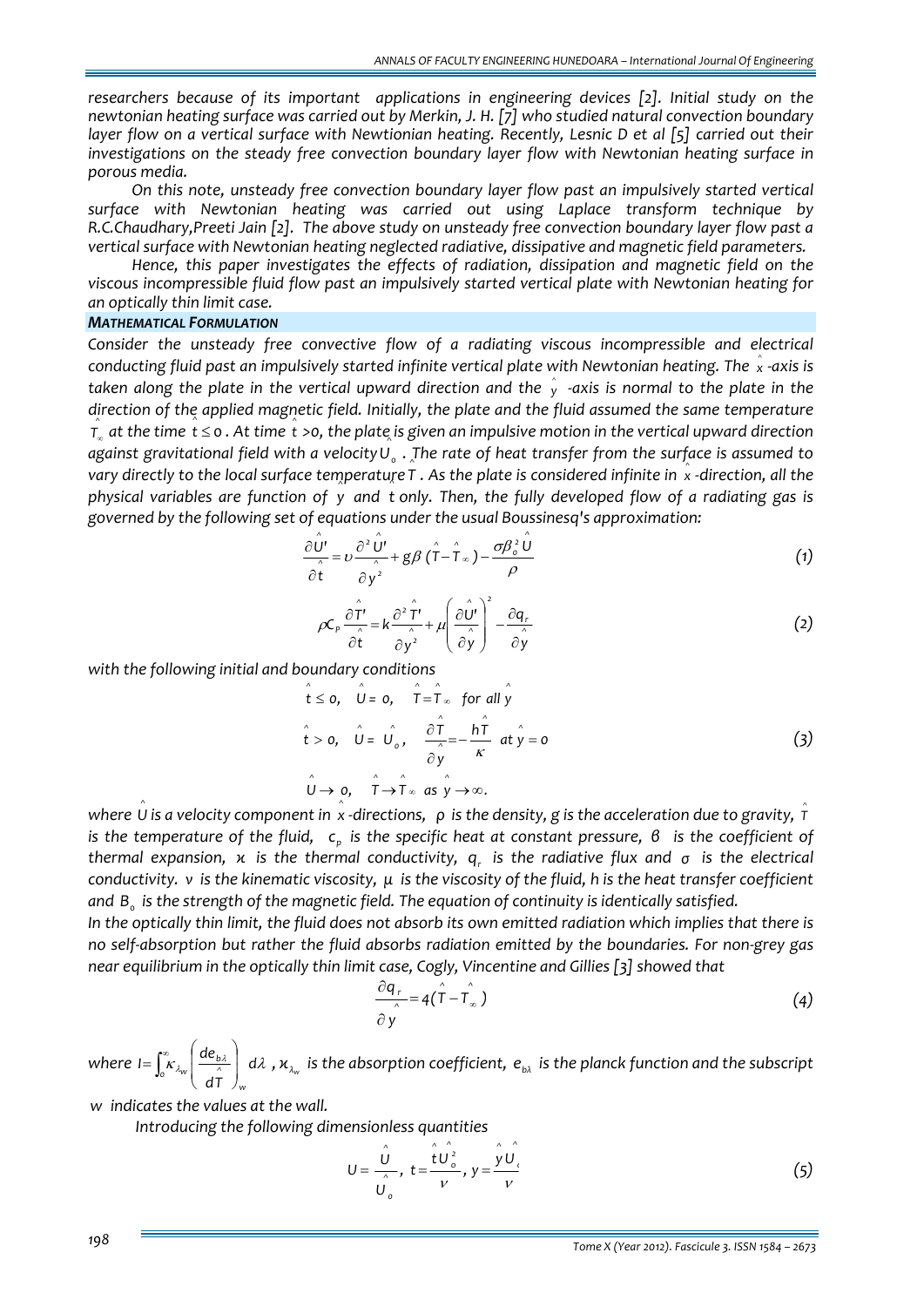researchers because of its important applications in engineering devices [2]. Initial study on the newtonian heating surface was carried out by Merkin, J. H. [7] who studied natural convection boundary layer flow on a vertical surface with Newtionian heating. Recently, Lesnic D et al [5] carried out their investigations on the steady free convection boundary layer flow with Newtonian heating surface in porous media.

On this note, unsteady free convection boundary layer flow past an impulsively started vertical surface with Newtonian heating was carried out using Laplace transform technique by R.C.Chaudhary,Preeti Jain [2]. The above study on unsteady free convection boundary layer flow past a vertical surface with Newtonian heating neglected radiative, dissipative and magnetic field parameters.

Hence, this paper investigates the effects of radiation, dissipation and magnetic field on the viscous incompressible fluid flow past an impulsively started vertical plate with Newtonian heating for an optically thin limit case.

## MATHEMATICAL FORMULATION

Consider the unsteady free convective flow of a radiating viscous incompressible and electrical conducting fluid past an impulsively started infinite vertical plate with Newtonian heating. The $\hat{x}$-axis is taken along the plate in the vertical upward direction and the $\hat{y}$ -axis is normal to the plate in the direction of the applied magnetic field. Initially, the plate and the fluid assumed the same temperature $\hat{T}_\infty$ at the time $\hat{t} \le 0$. At time $\hat{t} > 0$, the plate is given an impulsive motion in the vertical upward direction against gravitational field with a velocity $\hat{U}_o$. The rate of heat transfer from the surface is assumed to vary directly to the local surface temperature $\hat{T}$. As the plate is considered infinite in $\hat{x}$-direction, all the physical variables are function of $\hat{y}$ and $\hat{t}$ only. Then, the fully developed flow of a radiating gas is governed by the following set of equations under the usual Boussinesq's approximation:

$$\frac{\partial \hat{U}'}{\partial \hat{t}} = \upsilon \frac{\partial^2 \hat{U}'}{\partial \hat{y}^2} + g\beta\,(\hat{T} - \hat{T}_\infty) - \frac{\sigma \beta_o^2 \hat{U}}{\rho} \tag{1}$$

$$\rho C_P \frac{\partial \hat{T}'}{\partial \hat{t}} = k \frac{\partial^2 \hat{T}'}{\partial \hat{y}^2} + \mu \left( \frac{\partial \hat{U}'}{\partial \hat{y}} \right)^2 - \frac{\partial q_r}{\partial \hat{y}} \tag{2}$$

with the following initial and boundary conditions

$$\begin{aligned} &\hat{t} \le 0, \quad \hat{U} = 0, \quad \hat{T} = \hat{T}_\infty \quad \text{for all } \hat{y} \\ &\hat{t} > 0, \quad \hat{U} = \hat{U}_o, \quad \frac{\partial \hat{T}}{\partial \hat{y}} = -\frac{h\hat{T}}{\kappa} \quad \text{at } \hat{y} = 0 \\ &\hat{U} \to 0, \quad \hat{T} \to \hat{T}_\infty \quad \text{as } \hat{y} \to \infty. \end{aligned} \tag{3}$$

where $\hat{U}$ is a velocity component in $\hat{x}$-directions, $\rho$ is the density, $g$ is the acceleration due to gravity, $\hat{T}$ is the temperature of the fluid, $c_p$ is the specific heat at constant pressure, $\beta$ is the coefficient of thermal expansion, $\varkappa$ is the thermal conductivity, $q_r$ is the radiative flux and $\sigma$ is the electrical conductivity. $\nu$ is the kinematic viscosity, $\mu$ is the viscosity of the fluid, $h$ is the heat transfer coefficient and $B_o$ is the strength of the magnetic field. The equation of continuity is identically satisfied.

In the optically thin limit, the fluid does not absorb its own emitted radiation which implies that there is no self-absorption but rather the fluid absorbs radiation emitted by the boundaries. For non-grey gas near equilibrium in the optically thin limit case, Cogly, Vincentine and Gillies [3] showed that

$$\frac{\partial q_r}{\partial \hat{y}} = 4(\hat{T} - \hat{T}_\infty) \tag{4}$$

where $I = \int_0^\infty \kappa_{\lambda_w} \left( \frac{de_{b\lambda}}{d\hat{T}} \right)_w d\lambda$, $\varkappa_{\lambda_w}$ is the absorption coefficient, $e_{b\lambda}$ is the planck function and the subscript $w$ indicates the values at the wall.

Introducing the following dimensionless quantities

$$U = \frac{\hat{U}}{\hat{U}_o}, \quad t = \frac{\hat{t}\hat{U}_o^2}{\nu}, \quad y = \frac{\hat{y}\hat{U}_o}{\nu} \tag{5}$$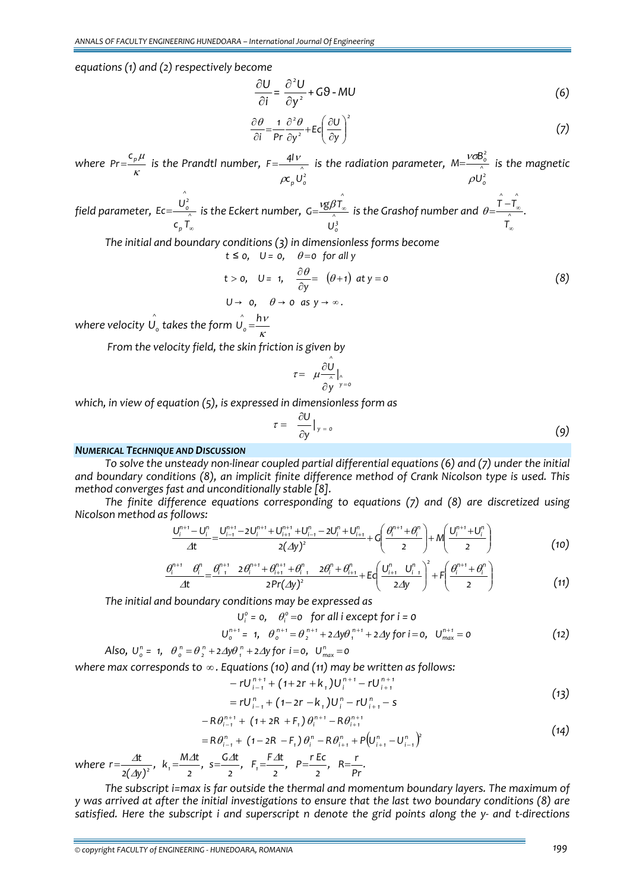equations (1) and (2) respectively become

$$\frac{\partial U}{\partial i} = \frac{\partial^2 U}{\partial y^2} + G\vartheta - MU \tag{6}$$

$$\frac{\partial \theta}{\partial i} = \frac{1}{\Pr}\frac{\partial^2 \theta}{\partial y^2} + Ec\left(\frac{\partial U}{\partial y}\right)^2 \tag{7}$$

where $Pr = \frac{c_p \mu}{\kappa}$ is the Prandtl number, $F = \frac{4I\nu}{\rho c_p \hat{U}_o^2}$ is the radiation parameter, $M = \frac{\nu \sigma B_o^2}{\rho \hat{U}_o^2}$ is the magnetic field parameter, $Ec = \frac{\hat{U}_o^2}{c_p \hat{T}_\infty}$ is the Eckert number, $G = \frac{\nu g \beta \hat{T}_\infty}{\hat{U}_o^3}$ is the Grashof number and $\theta = \frac{\hat{T} - \hat{T}_\infty}{\hat{T}_\infty}$.

The initial and boundary conditions (3) in dimensionless forms become

$$\begin{aligned} &t \le 0, \quad U = 0, \quad \theta = 0 \quad \text{for all } y \\ &t > 0, \quad U = 1, \quad \frac{\partial \theta}{\partial y} = (\theta + 1) \text{ at } y = 0 \\ &U \to 0, \quad \theta \to 0 \text{ as } y \to \infty. \end{aligned} \tag{8}$$

where velocity $\hat{U}_o$ takes the form $\hat{U}_o = \frac{h\nu}{\kappa}$

From the velocity field, the skin friction is given by

$$\tau = \mu \frac{\partial \hat{U}}{\partial \hat{y}}\Big|_{\hat{y}=0}$$

which, in view of equation (5), is expressed in dimensionless form as

$$\tau = \frac{\partial U}{\partial y}\Big|_{y=0} \tag{9}$$

## NUMERICAL TECHNIQUE AND DISCUSSION

To solve the unsteady non-linear coupled partial differential equations (6) and (7) under the initial and boundary conditions (8), an implicit finite difference method of Crank Nicolson type is used. This method converges fast and unconditionally stable [8].

The finite difference equations corresponding to equations (7) and (8) are discretized using Nicolson method as follows:

$$\frac{U_i^{n+1} - U_i^n}{\Delta t} = \frac{U_{i-1}^{n+1} - 2U_i^{n+1} + U_{i+1}^{n+1} + U_{i-1}^n - 2U_i^n + U_{i+1}^n}{2(\Delta y)^2} + G\left(\frac{\theta_i^{n+1} + \theta_i^n}{2}\right) + M\left(\frac{U_i^{n+1} + U_i^n}{2}\right) \tag{10}$$

$$\frac{\theta_i^{n+1} - \theta_i^n}{\Delta t} = \frac{\theta_{i-1}^{n+1} - 2\theta_i^{n+1} + \theta_{i+1}^{n+1} + \theta_{i-1}^n - 2\theta_i^n + \theta_{i+1}^n}{2\Pr(\Delta y)^2} + Ec\left(\frac{U_{i+1}^n - U_{i-1}^n}{2\Delta y}\right)^2 + F\left(\frac{\theta_i^{n+1} + \theta_i^n}{2}\right) \tag{11}$$

The initial and boundary conditions may be expressed as

$$\begin{aligned} &U_i^o = 0, \quad \theta_i^o = 0 \quad \text{for all } i \text{ except for } i = 0 \\ &U_0^{n+1} = 1, \quad \theta_0^{n+1} = \theta_2^{n+1} + 2\Delta y \theta_1^{n+1} + 2\Delta y \text{ for } i = 0, \quad U_{max}^{n+1} = 0 \end{aligned} \tag{12}$$

Also, $U_o^n = 1$, $\theta_o^n = \theta_2^n + 2\Delta y \theta_1^n + 2\Delta y$ for $i = 0$, $U_{max}^n = 0$

where max corresponds to $\infty$. Equations (10) and (11) may be written as follows:

$$\begin{aligned} &-rU_{i-1}^{n+1} + (1 + 2r + k_1)U_i^{n+1} - rU_{i+1}^{n+1} \\ &= rU_{i-1}^n + (1 - 2r - k_1)U_i^n - rU_{i+1}^n - s \end{aligned} \tag{13}$$

$$\begin{aligned} &-R\theta_{i-1}^{n+1} + (1 + 2R + F_1)\theta_i^{n+1} - R\theta_{i+1}^{n+1} \\ &= R\theta_{i-1}^n + (1 - 2R - F_1)\theta_i^n - R\theta_{i+1}^n + P\left(U_{i+1}^n - U_{i-1}^n\right)^2 \end{aligned} \tag{14}$$

where $r = \frac{\Delta t}{2(\Delta y)^2}$, $k_1 = \frac{M\Delta t}{2}$, $s = \frac{G\Delta t}{2}$, $F_1 = \frac{F\Delta t}{2}$, $P = \frac{r\,Ec}{2}$, $R = \frac{r}{Pr}$.

The subscript i=max is far outside the thermal and momentum boundary layers. The maximum of y was arrived at after the initial investigations to ensure that the last two boundary conditions (8) are satisfied. Here the subscript i and superscript n denote the grid points along the y- and t-directions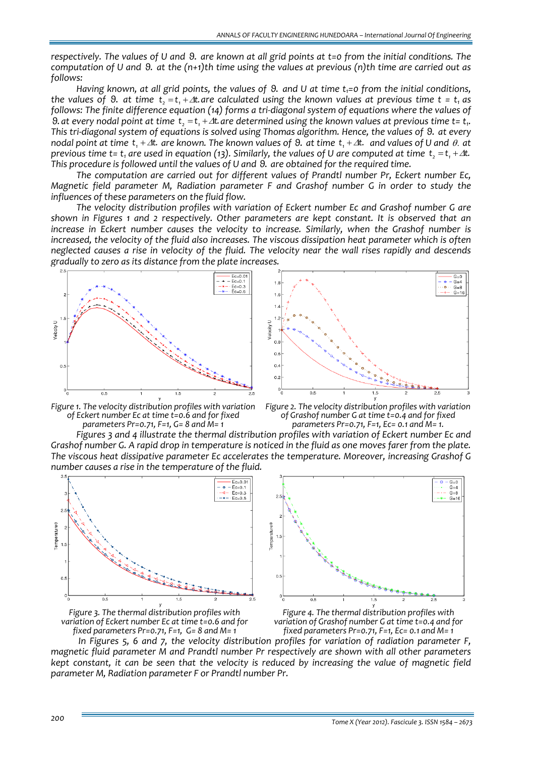respectively. The values of U and $\vartheta$. are known at all grid points at t=0 from the initial conditions. The computation of U and $\vartheta$. at the (n+1)th time using the values at previous (n)th time are carried out as follows:

Having known, at all grid points, the values of $\vartheta$. and U at time $t_1$=0 from the initial conditions, the values of $\vartheta$. at time $t_2 = t_1 + \Delta t$. are calculated using the known values at previous time $t = t_1$ as follows: The finite difference equation (14) forms a tri-diagonal system of equations where the values of $\vartheta$. at every nodal point at time $t_2 = t_1 + \Delta t$. are determined using the known values at previous time t= $t_1$. This tri-diagonal system of equations is solved using Thomas algorithm. Hence, the values of $\vartheta$. at every nodal point at time $t_1 + \Delta t$. are known. The known values of $\vartheta$. at time $t_1 + \Delta t$. and values of U and $\theta$. at previous time t= $t_1$ are used in equation (13). Similarly, the values of U are computed at time $t_2 = t_1 + \Delta t$. This procedure is followed until the values of U and $\vartheta$. are obtained for the required time.

The computation are carried out for different values of Prandtl number Pr, Eckert number Ec, Magnetic field parameter M, Radiation parameter F and Grashof number G in order to study the influences of these parameters on the fluid flow.

The velocity distribution profiles with variation of Eckert number Ec and Grashof number G are shown in Figures 1 and 2 respectively. Other parameters are kept constant. It is observed that an increase in Eckert number causes the velocity to increase. Similarly, when the Grashof number is increased, the velocity of the fluid also increases. The viscous dissipation heat parameter which is often neglected causes a rise in velocity of the fluid. The velocity near the wall rises rapidly and descends gradually to zero as its distance from the plate increases.

Figure 1. The velocity distribution profiles with variation of Eckert number Ec at time t=0.6 and for fixed parameters Pr=0.71, F=1, G= 8 and M= 1

Figure 2. The velocity distribution profiles with variation of Grashof number G at time t=0.4 and for fixed parameters Pr=0.71, F=1, Ec= 0.1 and M= 1.

Figures 3 and 4 illustrate the thermal distribution profiles with variation of Eckert number Ec and Grashof number G. A rapid drop in temperature is noticed in the fluid as one moves farer from the plate. The viscous heat dissipative parameter Ec accelerates the temperature. Moreover, increasing Grashof G number causes a rise in the temperature of the fluid.

Figure 3. The thermal distribution profiles with variation of Eckert number Ec at time t=0.6 and for fixed parameters Pr=0.71, F=1, G= 8 and M= 1

Figure 4. The thermal distribution profiles with variation of Grashof number G at time t=0.4 and for fixed parameters Pr=0.71, F=1, Ec= 0.1 and M= 1

In Figures 5, 6 and 7, the velocity distribution profiles for variation of radiation parameter F, magnetic fluid parameter M and Prandtl number Pr respectively are shown with all other parameters kept constant, it can be seen that the velocity is reduced by increasing the value of magnetic field parameter M, Radiation parameter F or Prandtl number Pr.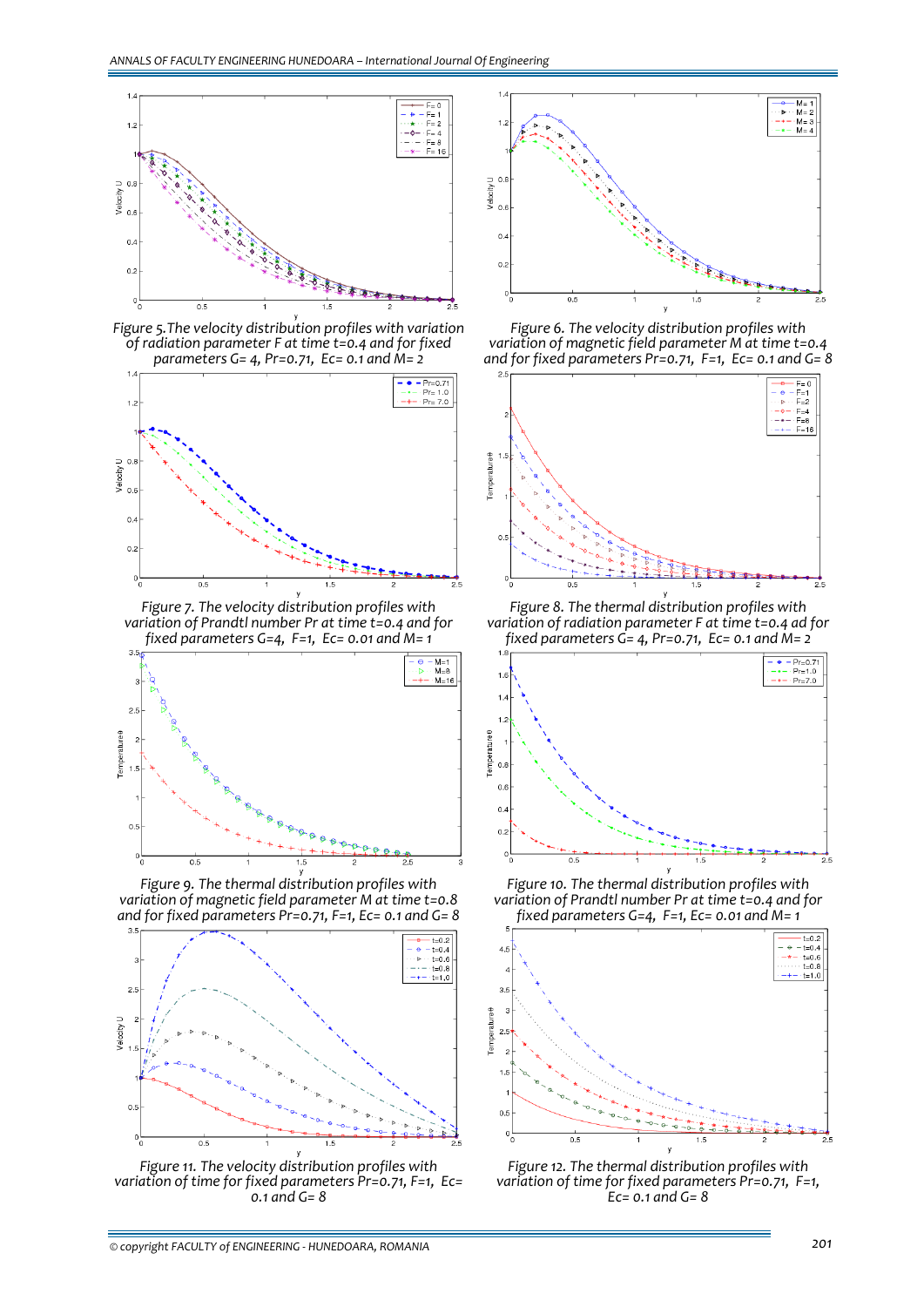Figure 5.The velocity distribution profiles with variation of radiation parameter F at time t=0.4 and for fixed parameters G= 4, Pr=0.71, Ec= 0.1 and M= 2

Figure 6. The velocity distribution profiles with variation of magnetic field parameter M at time t=0.4 and for fixed parameters Pr=0.71, F=1, Ec= 0.1 and G= 8

Figure 7. The velocity distribution profiles with variation of Prandtl number Pr at time t=0.4 and for fixed parameters G=4, F=1, Ec= 0.01 and M= 1

Figure 8. The thermal distribution profiles with variation of radiation parameter F at time t=0.4 ad for fixed parameters G= 4, Pr=0.71, Ec= 0.1 and M= 2

Figure 9. The thermal distribution profiles with variation of magnetic field parameter M at time t=0.8 and for fixed parameters Pr=0.71, F=1, Ec= 0.1 and G= 8

Figure 10. The thermal distribution profiles with variation of Prandtl number Pr at time t=0.4 and for fixed parameters G=4, F=1, Ec= 0.01 and M= 1

Figure 11. The velocity distribution profiles with variation of time for fixed parameters Pr=0.71, F=1, Ec= 0.1 and G= 8

Figure 12. The thermal distribution profiles with variation of time for fixed parameters Pr=0.71, F=1, Ec= 0.1 and G= 8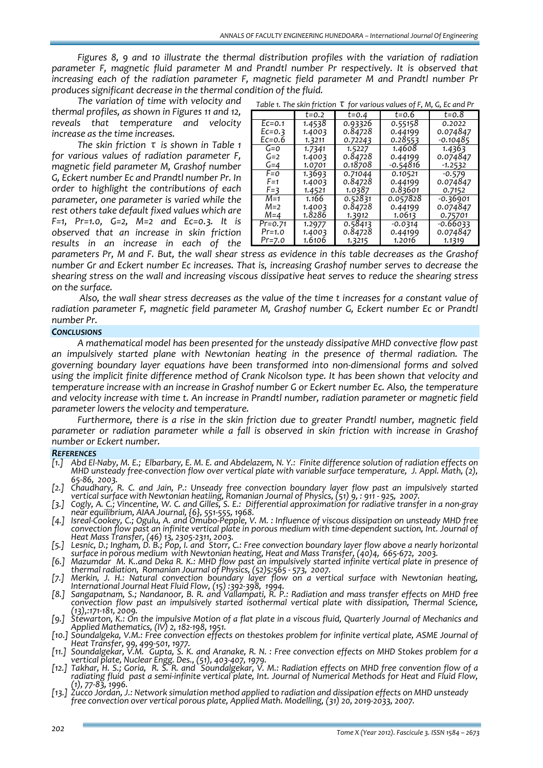*Figures 8, 9 and 10 illustrate the thermal distribution profiles with the variation of radiation parameter F, magnetic fluid parameter M and Prandtl number Pr respectively. It is observed that increasing each of the radiation parameter F, magnetic field parameter M and Prandtl number Pr produces significant decrease in the thermal condition of the fluid.*

*The variation of time with velocity and thermal profiles, as shown in Figures 11 and 12, reveals that temperature and velocity increase as the time increases.*

*The skin friction $\tau$ is shown in Table 1 for various values of radiation parameter F, magnetic field parameter M, Grashof number G, Eckert number Ec and Prandtl number Pr. In order to highlight the contributions of each parameter, one parameter is varied while the rest others take default fixed values which are F=1, Pr=1.0, G=2, M=2 and Ec=0.3. It is observed that an increase in skin friction results in an increase in each of the parameters Pr, M and F. But, the wall shear stress as evidence in this table decreases as the Grashof number Gr and Eckert number Ec increases. That is, increasing Grashof number serves to decrease the shearing stress on the wall and increasing viscous dissipative heat serves to reduce the shearing stress on the surface.*

*Table 1. The skin friction $\tau$ for various values of F, M, G, Ec and Pr*

| | t=0.2 | t=0.4 | t=0.6 | t=0.8 |
|---|---|---|---|---|
| Ec=0.1 | 1.4538 | 0.93326 | 0.55158 | 0.2022 |
| Ec=0.3 | 1.4003 | 0.84728 | 0.44199 | 0.074847 |
| Ec=0.6 | 1.3211 | 0.72243 | 0.28553 | -0.10485 |
| G=0 | 1.7341 | 1.5227 | 1.4608 | 1.4363 |
| G=2 | 1.4003 | 0.84728 | 0.44199 | 0.074847 |
| G=4 | 1.0701 | 0.18708 | -0.54816 | -1.2532 |
| F=0 | 1.3693 | 0.71044 | 0.10521 | -0.579 |
| F=1 | 1.4003 | 0.84728 | 0.44199 | 0.074847 |
| F=3 | 1.4521 | 1.0387 | 0.83601 | 0.7152 |
| M=1 | 1.166 | 0.52831 | 0.057828 | -0.36901 |
| M=2 | 1.4003 | 0.84728 | 0.44199 | 0.074847 |
| M=4 | 1.8286 | 1.3912 | 1.0613 | 0.75701 |
| Pr=0.71 | 1.2977 | 0.58413 | -0.0314 | -0.66033 |
| Pr=1.0 | 1.4003 | 0.84728 | 0.44199 | 0.074847 |
| Pr=7.0 | 1.6106 | 1.3215 | 1.2016 | 1.1319 |

*Also, the wall shear stress decreases as the value of the time t increases for a constant value of radiation parameter F, magnetic field parameter M, Grashof number G, Eckert number Ec or Prandtl number Pr.*

## CONCLUSIONS

*A mathematical model has been presented for the unsteady dissipative MHD convective flow past an impulsively started plane with Newtonian heating in the presence of thermal radiation. The governing boundary layer equations have been transformed into non-dimensional forms and solved using the implicit finite difference method of Crank Nicolson type. It has been shown that velocity and temperature increase with an increase in Grashof number G or Eckert number Ec. Also, the temperature and velocity increase with time t. An increase in Prandtl number, radiation parameter or magnetic field parameter lowers the velocity and temperature.*

*Furthermore, there is a rise in the skin friction due to greater Prandtl number, magnetic field parameter or radiation parameter while a fall is observed in skin friction with increase in Grashof number or Eckert number.*

## REFERENCES

- [1.] *Abd El-Naby, M. E.; Elbarbary, E. M. E. and Abdelazem, N. Y.: Finite difference solution of radiation effects on MHD unsteady free-convection flow over vertical plate with variable surface temperature, J. Appl. Math, (2), 65-86, 2003.*
- [2.] *Chaudhary, R. C. and Jain, P.: Unseady free convection boundary layer flow past an impulsively started vertical surface with Newtonian heatiing, Romanian Journal of Physics, (51) 9, : 911 - 925, 2007.*
- [3.] *Cogly, A. C.; Vincentine, W. C. and Gilles, S. E.: Differential approximation for radiative transfer in a non-gray near equilibrium, AIAA Journal, {6}, 551-555, 1968.*
- [4.] *Isreal-Cookey, C.; Ogulu, A. and Omubo-Pepple, V. M. : Influence of viscous dissipation on unsteady MHD free convection flow past an infinite vertical plate in porous medium with time-dependent suction, Int. Journal of Heat Mass Transfer, (46) 13, 2305-2311, 2003.*
- [5.] *Lesnic, D.; Ingham, D. B.; Pop, I. and Storr, C.: Free convection boundary layer flow above a nearly horizontal surface in porous medium with Newtonian heating, Heat and Mass Transfer, (40)4, 665-672, 2003.*
- [6.] *Mazumdar M. K..and Deka R. K.: MHD flow past an impulsively started infinite vertical plate in presence of thermal radiation, Romanian Journal of Physics, (52)5:565 - 573, 2007.*
- [7.] *Merkin, J. H.: Natural convection boundary layer flow on a vertical surface with Newtonian heating, International Journal Heat Fluid Flow, (15) :392-398, 1994.*
- [8.] *Sangapatnam, S.; Nandanoor, B. R. and Vallampati, R. P.: Radiation and mass transfer effects on MHD free convection flow past an impulsively started isothermal vertical plate with dissipation, Thermal Science, (13),:171-181, 2009.*
- [9.] *Stewarton, K.: On the impulsive Motion of a flat plate in a viscous fluid, Quarterly Journal of Mechanics and Applied Mathematics, (IV) 2, 182-198, 1951.*
- [10.] *Soundalgeka, V.M.: Free convection effects on thestokes problem for infinite vertical plate, ASME Journal of Heat Transfer, 99, 499-501, 1977.*
- [11.] *Soundalgekar, V.M. Gupta, S. K. and Aranake, R. N. : Free convection effects on MHD Stokes problem for a vertical plate, Nuclear Engg. Des., (51), 403-407, 1979.*
- [12.] *Takhar, H. S.; Goria, R. S. R. and Soundalgekar, V. M.: Radiation effects on MHD free convention flow of a radiating fluid past a semi-infinite vertical plate, Int. Journal of Numerical Methods for Heat and Fluid Flow, (1), 77-83, 1996.*
- [13.] *Zucco Jordan, J.: Network simulation method applied to radiation and dissipation effects on MHD unsteady free convection over vertical porous plate, Applied Math. Modelling, (31) 20, 2019-2033, 2007.*